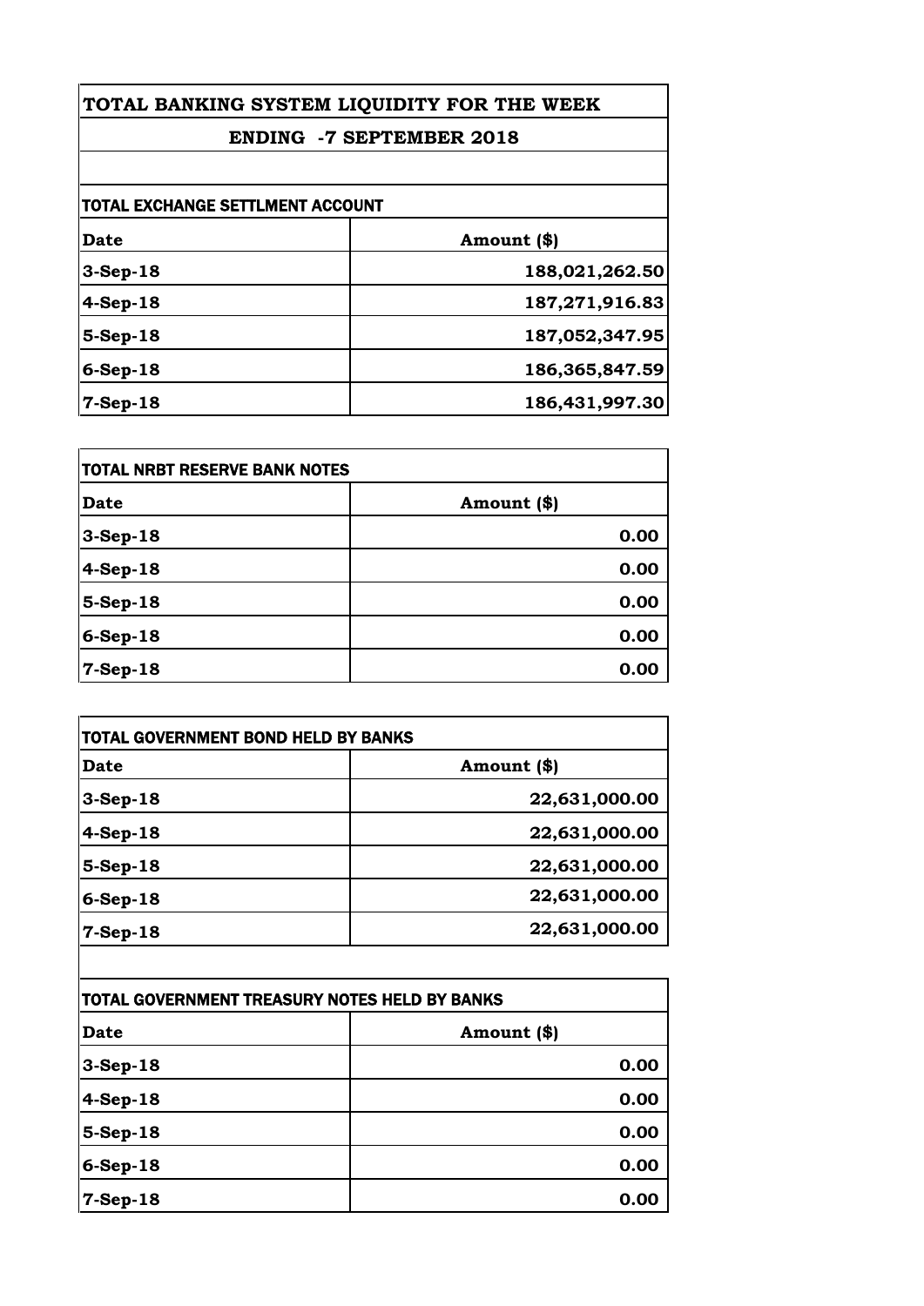# TOTAL BANKING SYSTEM LIQUIDITY FOR THE WEEK

## ENDING -7 SEPTEMBER 2018

### TOTAL EXCHANGE SETTLMENT ACCOUNT

| Date | Amount ($) |
|---|---|
| 3-Sep-18 | 188,021,262.50 |
| 4-Sep-18 | 187,271,916.83 |
| 5-Sep-18 | 187,052,347.95 |
| 6-Sep-18 | 186,365,847.59 |
| 7-Sep-18 | 186,431,997.30 |

### TOTAL NRBT RESERVE BANK NOTES

| Date | Amount ($) |
|---|---|
| 3-Sep-18 | 0.00 |
| 4-Sep-18 | 0.00 |
| 5-Sep-18 | 0.00 |
| 6-Sep-18 | 0.00 |
| 7-Sep-18 | 0.00 |

### TOTAL GOVERNMENT BOND HELD BY BANKS

| Date | Amount ($) |
|---|---|
| 3-Sep-18 | 22,631,000.00 |
| 4-Sep-18 | 22,631,000.00 |
| 5-Sep-18 | 22,631,000.00 |
| 6-Sep-18 | 22,631,000.00 |
| 7-Sep-18 | 22,631,000.00 |

### TOTAL GOVERNMENT TREASURY NOTES HELD BY BANKS

| Date | Amount ($) |
|---|---|
| 3-Sep-18 | 0.00 |
| 4-Sep-18 | 0.00 |
| 5-Sep-18 | 0.00 |
| 6-Sep-18 | 0.00 |
| 7-Sep-18 | 0.00 |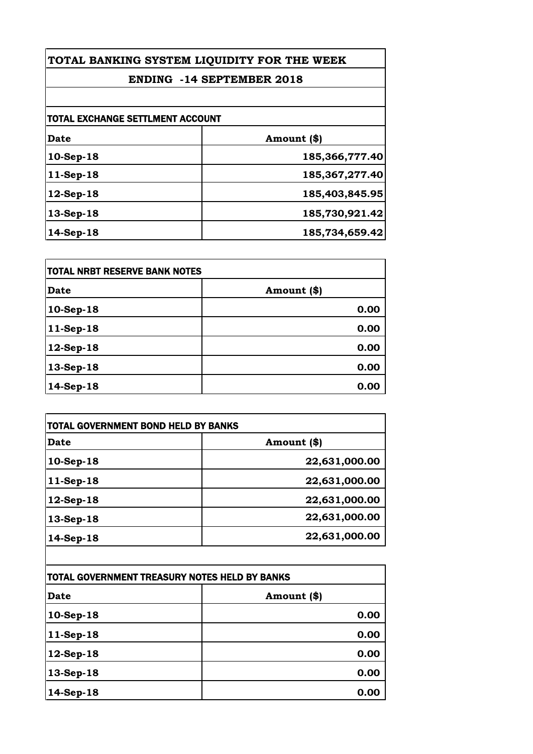# TOTAL BANKING SYSTEM LIQUIDITY FOR THE WEEK

## ENDING -14 SEPTEMBER 2018

### TOTAL EXCHANGE SETTLMENT ACCOUNT

| Date | Amount ($) |
|---|---|
| 10-Sep-18 | 185,366,777.40 |
| 11-Sep-18 | 185,367,277.40 |
| 12-Sep-18 | 185,403,845.95 |
| 13-Sep-18 | 185,730,921.42 |
| 14-Sep-18 | 185,734,659.42 |

### TOTAL NRBT RESERVE BANK NOTES

| Date | Amount ($) |
|---|---|
| 10-Sep-18 | 0.00 |
| 11-Sep-18 | 0.00 |
| 12-Sep-18 | 0.00 |
| 13-Sep-18 | 0.00 |
| 14-Sep-18 | 0.00 |

### TOTAL GOVERNMENT BOND HELD BY BANKS

| Date | Amount ($) |
|---|---|
| 10-Sep-18 | 22,631,000.00 |
| 11-Sep-18 | 22,631,000.00 |
| 12-Sep-18 | 22,631,000.00 |
| 13-Sep-18 | 22,631,000.00 |
| 14-Sep-18 | 22,631,000.00 |

### TOTAL GOVERNMENT TREASURY NOTES HELD BY BANKS

| Date | Amount ($) |
|---|---|
| 10-Sep-18 | 0.00 |
| 11-Sep-18 | 0.00 |
| 12-Sep-18 | 0.00 |
| 13-Sep-18 | 0.00 |
| 14-Sep-18 | 0.00 |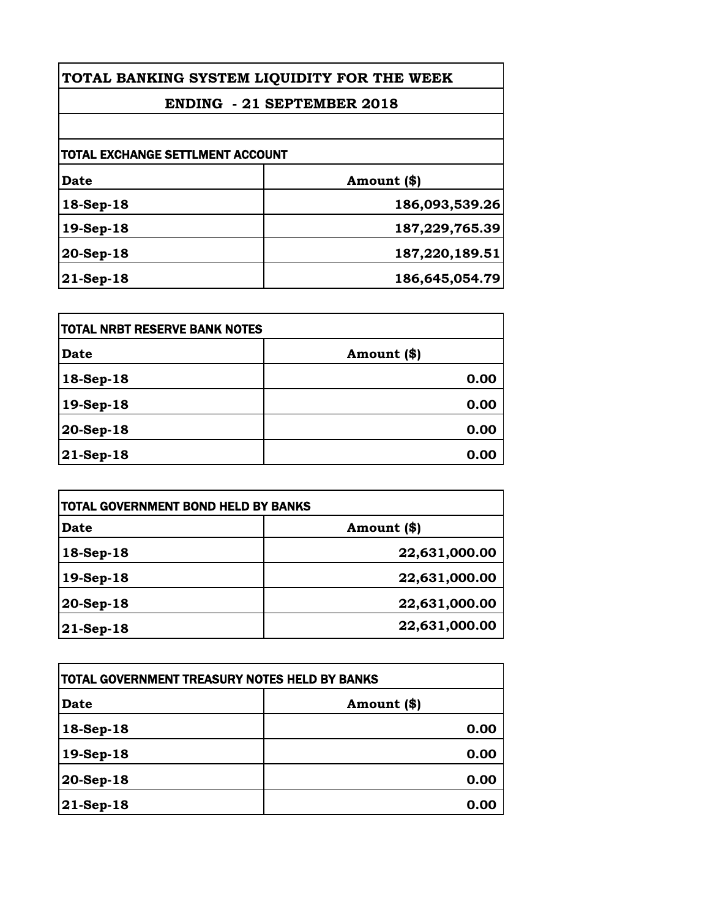# TOTAL BANKING SYSTEM LIQUIDITY FOR THE WEEK

## ENDING - 21 SEPTEMBER 2018

| TOTAL EXCHANGE SETTLMENT ACCOUNT | |
|---|---|
| **Date** | **Amount ($)** |
| 18-Sep-18 | 186,093,539.26 |
| 19-Sep-18 | 187,229,765.39 |
| 20-Sep-18 | 187,220,189.51 |
| 21-Sep-18 | 186,645,054.79 |

| TOTAL NRBT RESERVE BANK NOTES | |
|---|---|
| **Date** | **Amount ($)** |
| 18-Sep-18 | 0.00 |
| 19-Sep-18 | 0.00 |
| 20-Sep-18 | 0.00 |
| 21-Sep-18 | 0.00 |

| TOTAL GOVERNMENT BOND HELD BY BANKS | |
|---|---|
| **Date** | **Amount ($)** |
| 18-Sep-18 | 22,631,000.00 |
| 19-Sep-18 | 22,631,000.00 |
| 20-Sep-18 | 22,631,000.00 |
| 21-Sep-18 | 22,631,000.00 |

| TOTAL GOVERNMENT TREASURY NOTES HELD BY BANKS | |
|---|---|
| **Date** | **Amount ($)** |
| 18-Sep-18 | 0.00 |
| 19-Sep-18 | 0.00 |
| 20-Sep-18 | 0.00 |
| 21-Sep-18 | 0.00 |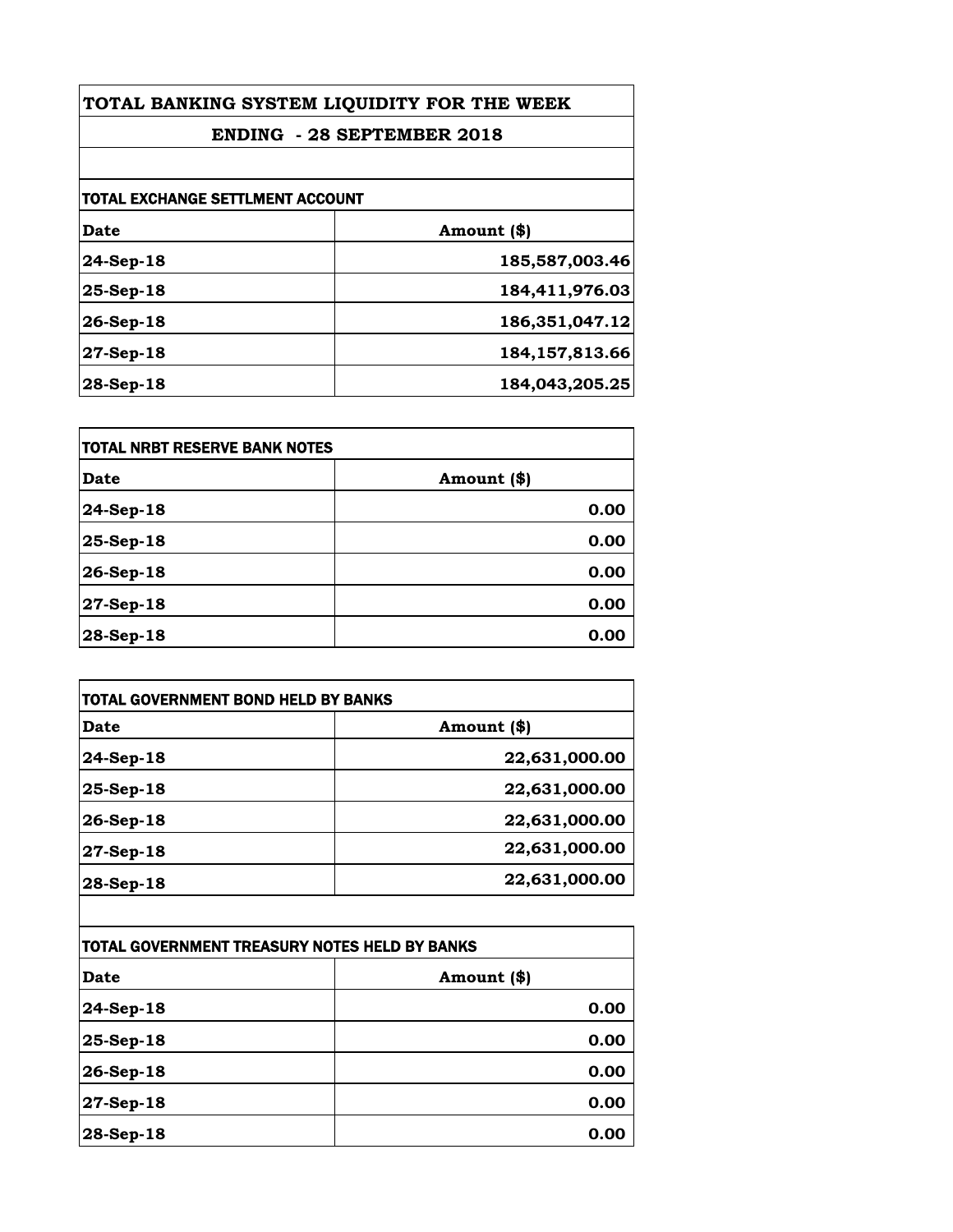# TOTAL BANKING SYSTEM LIQUIDITY FOR THE WEEK

## ENDING - 28 SEPTEMBER 2018

### TOTAL EXCHANGE SETTLMENT ACCOUNT

| Date | Amount ($) |
|---|---|
| 24-Sep-18 | 185,587,003.46 |
| 25-Sep-18 | 184,411,976.03 |
| 26-Sep-18 | 186,351,047.12 |
| 27-Sep-18 | 184,157,813.66 |
| 28-Sep-18 | 184,043,205.25 |

### TOTAL NRBT RESERVE BANK NOTES

| Date | Amount ($) |
|---|---|
| 24-Sep-18 | 0.00 |
| 25-Sep-18 | 0.00 |
| 26-Sep-18 | 0.00 |
| 27-Sep-18 | 0.00 |
| 28-Sep-18 | 0.00 |

### TOTAL GOVERNMENT BOND HELD BY BANKS

| Date | Amount ($) |
|---|---|
| 24-Sep-18 | 22,631,000.00 |
| 25-Sep-18 | 22,631,000.00 |
| 26-Sep-18 | 22,631,000.00 |
| 27-Sep-18 | 22,631,000.00 |
| 28-Sep-18 | 22,631,000.00 |

### TOTAL GOVERNMENT TREASURY NOTES HELD BY BANKS

| Date | Amount ($) |
|---|---|
| 24-Sep-18 | 0.00 |
| 25-Sep-18 | 0.00 |
| 26-Sep-18 | 0.00 |
| 27-Sep-18 | 0.00 |
| 28-Sep-18 | 0.00 |